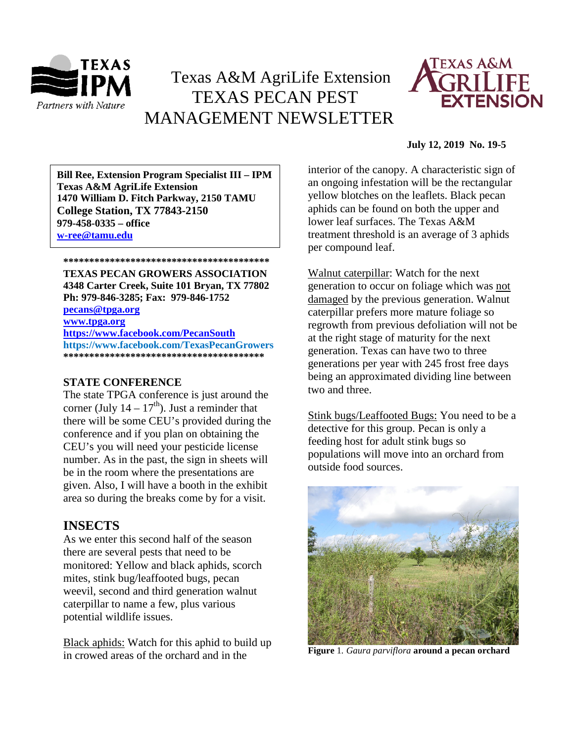# Texas A&M AgriLife Extension TEXAS PECAN PEST MANAGEMENT NEWSLETTER

**July 12, 2019 No. 19-5**

**Bill Ree, Extension Program Specialist III – IPM**
**Texas A&M AgriLife Extension**
**1470 William D. Fitch Parkway, 2150 TAMU**
**College Station, TX 77843-2150**
**979-458-0335 – office**
**w-ree@tamu.edu**

****************************************

**TEXAS PECAN GROWERS ASSOCIATION**
**4348 Carter Creek, Suite 101 Bryan, TX 77802**
**Ph: 979-846-3285; Fax: 979-846-1752**
**pecans@tpga.org**
**www.tpga.org**
**https://www.facebook.com/PecanSouth**
**https://www.facebook.com/TexasPecanGrowers**

****************************************

**STATE CONFERENCE**

The state TPGA conference is just around the corner (July 14 – 17th). Just a reminder that there will be some CEU's provided during the conference and if you plan on obtaining the CEU's you will need your pesticide license number. As in the past, the sign in sheets will be in the room where the presentations are given. Also, I will have a booth in the exhibit area so during the breaks come by for a visit.

## INSECTS

As we enter this second half of the season there are several pests that need to be monitored: Yellow and black aphids, scorch mites, stink bug/leaffooted bugs, pecan weevil, second and third generation walnut caterpillar to name a few, plus various potential wildlife issues.

Black aphids: Watch for this aphid to build up in crowed areas of the orchard and in the interior of the canopy. A characteristic sign of an ongoing infestation will be the rectangular yellow blotches on the leaflets. Black pecan aphids can be found on both the upper and lower leaf surfaces. The Texas A&M treatment threshold is an average of 3 aphids per compound leaf.

Walnut caterpillar: Watch for the next generation to occur on foliage which was not damaged by the previous generation. Walnut caterpillar prefers more mature foliage so regrowth from previous defoliation will not be at the right stage of maturity for the next generation. Texas can have two to three generations per year with 245 frost free days being an approximated dividing line between two and three.

Stink bugs/Leaffooted Bugs: You need to be a detective for this group. Pecan is only a feeding host for adult stink bugs so populations will move into an orchard from outside food sources.

**Figure** 1. *Gaura parviflora* **around a pecan orchard**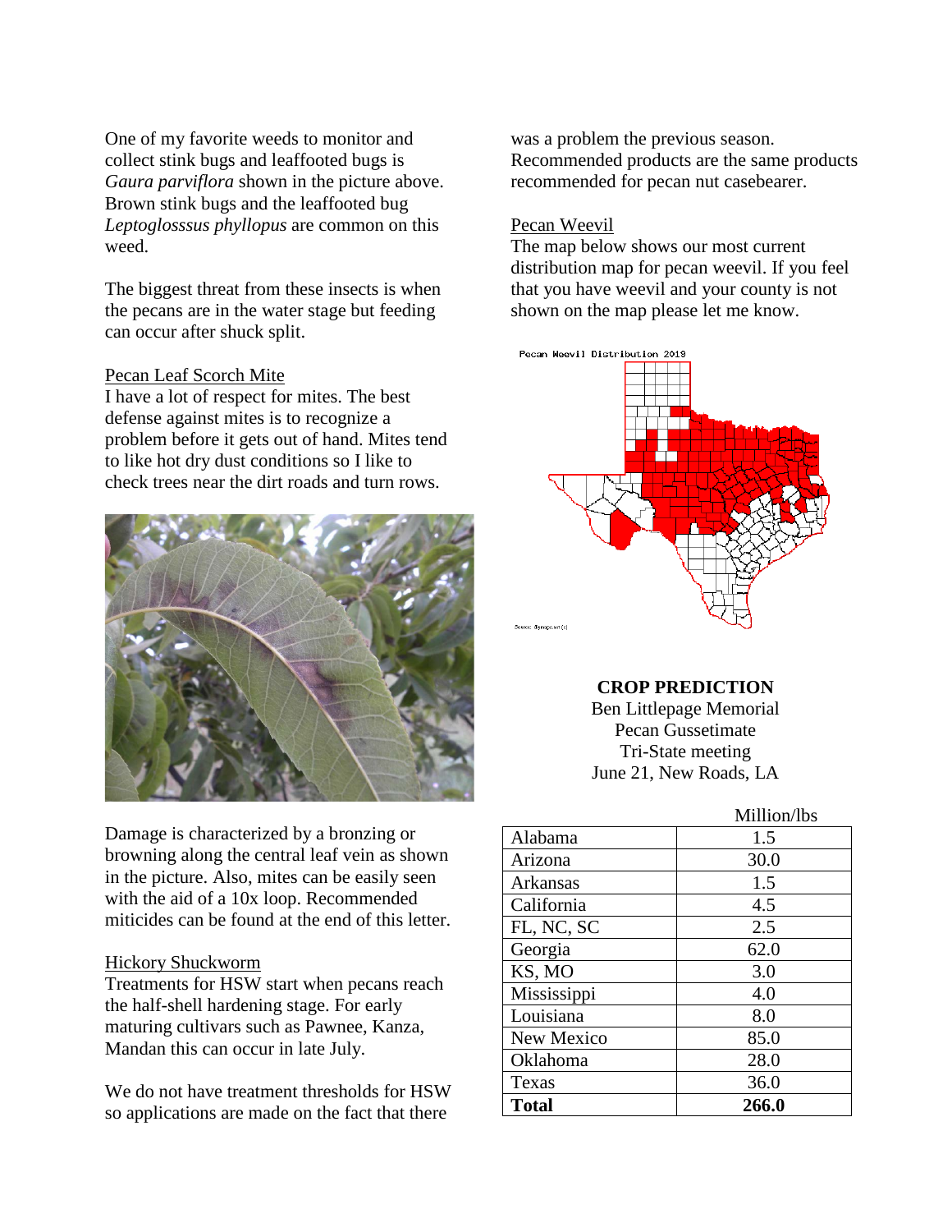One of my favorite weeds to monitor and collect stink bugs and leaffooted bugs is *Gaura parviflora* shown in the picture above. Brown stink bugs and the leaffooted bug *Leptoglosssus phyllopus* are common on this weed.

The biggest threat from these insects is when the pecans are in the water stage but feeding can occur after shuck split.

## Pecan Leaf Scorch Mite

I have a lot of respect for mites. The best defense against mites is to recognize a problem before it gets out of hand. Mites tend to like hot dry dust conditions so I like to check trees near the dirt roads and turn rows.

Damage is characterized by a bronzing or browning along the central leaf vein as shown in the picture. Also, mites can be easily seen with the aid of a 10x loop. Recommended miticides can be found at the end of this letter.

## Hickory Shuckworm

Treatments for HSW start when pecans reach the half-shell hardening stage. For early maturing cultivars such as Pawnee, Kanza, Mandan this can occur in late July.

We do not have treatment thresholds for HSW so applications are made on the fact that there was a problem the previous season. Recommended products are the same products recommended for pecan nut casebearer.

## Pecan Weevil

The map below shows our most current distribution map for pecan weevil. If you feel that you have weevil and your county is not shown on the map please let me know.

**CROP PREDICTION**
Ben Littlepage Memorial
Pecan Gussetimate
Tri-State meeting
June 21, New Roads, LA

| | Million/lbs |
|---|---|
| Alabama | 1.5 |
| Arizona | 30.0 |
| Arkansas | 1.5 |
| California | 4.5 |
| FL, NC, SC | 2.5 |
| Georgia | 62.0 |
| KS, MO | 3.0 |
| Mississippi | 4.0 |
| Louisiana | 8.0 |
| New Mexico | 85.0 |
| Oklahoma | 28.0 |
| Texas | 36.0 |
| **Total** | **266.0** |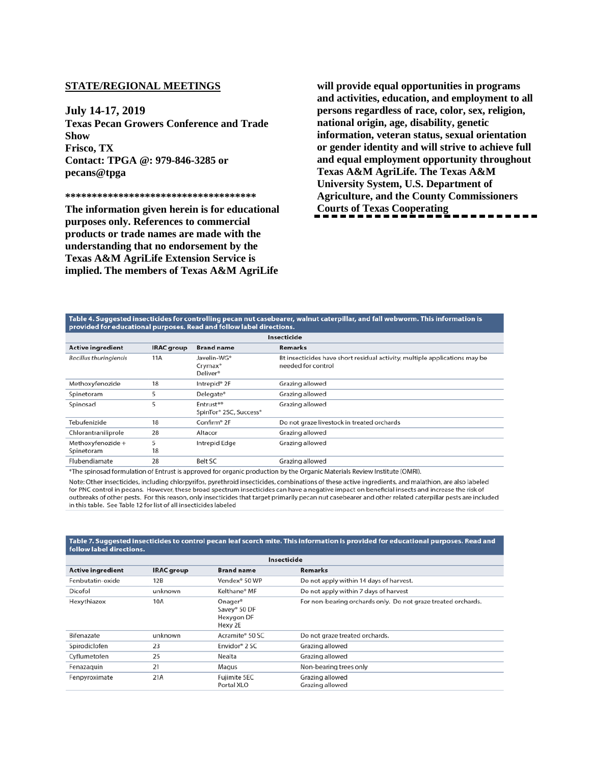## STATE/REGIONAL MEETINGS

**July 14-17, 2019**
**Texas Pecan Growers Conference and Trade Show**
**Frisco, TX**
**Contact: TPGA @: 979-846-3285 or pecans@tpga**

**************************************

**The information given herein is for educational purposes only. References to commercial products or trade names are made with the understanding that no endorsement by the Texas A&M AgriLife Extension Service is implied. The members of Texas A&M AgriLife will provide equal opportunities in programs and activities, education, and employment to all persons regardless of race, color, sex, religion, national origin, age, disability, genetic information, veteran status, sexual orientation or gender identity and will strive to achieve full and equal employment opportunity throughout Texas A&M AgriLife. The Texas A&M University System, U.S. Department of Agriculture, and the County Commissioners Courts of Texas Cooperating**

**Table 4. Suggested insecticides for controlling pecan nut casebearer, walnut caterpillar, and fall webworm. This information is provided for educational purposes. Read and follow label directions.**

| Insecticide | | | |
|---|---|---|---|
| **Active ingredient** | **IRAC group** | **Brand name** | **Remarks** |
| *Bacillus thuringiensis* | 11A | Javelin-WG®<br>Crymax®<br>Deliver® | Bt insecticides have short residual activity, multiple applications may be needed for control |
| Methoxyfenozide | 18 | Intrepid® 2F | Grazing allowed |
| Spinetoram | 5 | Delegate® | Grazing allowed |
| Spinosad | 5 | Entrust*®<br>SpinTor® 2SC, Success® | Grazing allowed |
| Tebufenizide | 18 | Confirm® 2F | Do not graze livestock in treated orchards |
| Chlorantraniliprole | 28 | Altacor | Grazing allowed |
| Methoxyfenozide + Spinetoram | 5<br>18 | Intrepid Edge | Grazing allowed |
| Flubendiamate | 28 | Belt SC | Grazing allowed |

*The spinosad formulation of Entrust is approved for organic production by the Organic Materials Review Institute (OMRI).

Note: Other insecticides, including chlorpyrifos, pyrethroid insecticides, combinations of these active ingredients, and malathion, are also labeled for PNC control in pecans. However, these broad spectrum insecticides can have a negative impact on beneficial insects and increase the risk of outbreaks of other pests. For this reason, only insecticides that target primarily pecan nut casebearer and other related caterpillar pests are included in this table. See Table 12 for list of all insecticides labeled

**Table 7. Suggested insecticides to control pecan leaf scorch mite. This information is provided for educational purposes. Read and follow label directions.**

| Insecticide | | | |
|---|---|---|---|
| **Active ingredient** | **IRAC group** | **Brand name** | **Remarks** |
| Fenbutatin-oxide | 12B | Vendex® 50 WP | Do not apply within 14 days of harvest. |
| Dicofol | unknown | Kelthane® MF | Do not apply within 7 days of harvest |
| Hexythiazox | 10A | Onager®<br>Savey® 50 DF<br>Hexygon DF<br>Hexy 2E | For non-bearing orchards only. Do not graze treated orchards. |
| Bifenazate | unknown | Acramite® 50 SC | Do not graze treated orchards. |
| Spirodiclofen | 23 | Envidor® 2 SC | Grazing allowed |
| Cyflumetofen | 25 | Nealta | Grazing allowed |
| Fenazaquin | 21 | Magus | Non-bearing trees only |
| Fenpyroximate | 21A | Fujimite 5EC<br>Portal XLO | Grazing allowed<br>Grazing allowed |